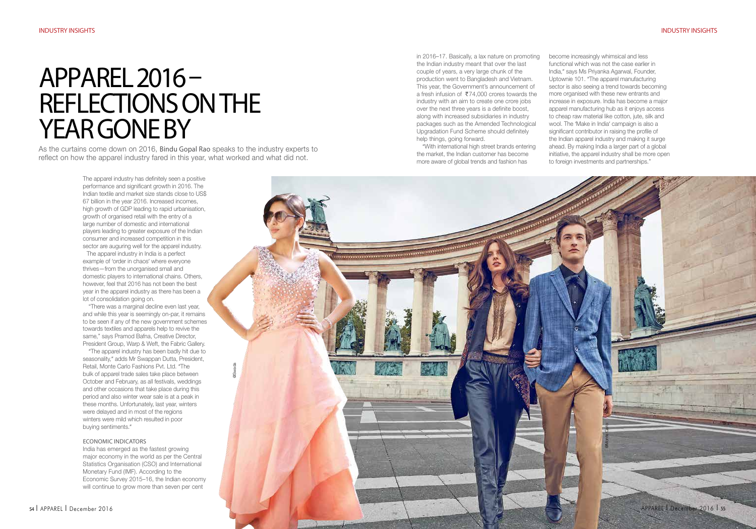# APPAREL 2016 – REFLECTIONS ON THE YEAR GONE BY

As the curtains come down on 2016, Bindu Gopal Rao speaks to the industry experts to reflect on how the apparel industry fared in this year, what worked and what did not.

The apparel industry has definitely seen a positive performance and significant growth in 2016. The Indian textile and market size stands close to US$ 67 billion in the year 2016. Increased incomes, high growth of GDP leading to rapid urbanisation, growth of organised retail with the entry of a large number of domestic and international players leading to greater exposure of the Indian consumer and increased competition in this sector are auguring well for the apparel industry.

The apparel industry in India is a perfect example of 'order in chaos' where everyone thrives—from the unorganised small and domestic players to international chains. Others, however, feel that 2016 has not been the best year in the apparel industry as there has been a lot of consolidation going on.

"There was a marginal decline even last year, and while this year is seemingly on-par, it remains to be seen if any of the new government schemes towards textiles and apparels help to revive the same," says Pramod Bafna, Creative Director, President Group, Warp & Weft, the Fabric Gallery.

"The apparel industry has been badly hit due to seasonality," adds Mr Swappan Dutta, President, Retail, Monte Carlo Fashions Pvt. Ltd. "The bulk of apparel trade sales take place between October and February, as all festivals, weddings and other occasions that take place during this period and also winter wear sale is at a peak in these months. Unfortunately, last year, winters were delayed and in most of the regions winters were mild which resulted in poor buying sentiments."

## ECONOMIC INDICATORS

India has emerged as the fastest growing major economy in the world as per the Central Statistics Organisation (CSO) and International Monetary Fund (IMF). According to the Economic Survey 2015–16, the Indian economy will continue to grow more than seven per cent in 2016–17. Basically, a lax nature on promoting the Indian industry meant that over the last couple of years, a very large chunk of the production went to Bangladesh and Vietnam. This year, the Government's announcement of a fresh infusion of ₹74,000 crores towards the industry with an aim to create one crore jobs over the next three years is a definite boost, along with increased subsidiaries in industry packages such as the Amended Technological Upgradation Fund Scheme should definitely help things, going forward.

"With international high street brands entering the market, the Indian customer has become more aware of global trends and fashion has become increasingly whimsical and less functional which was not the case earlier in India," says Ms Priyanka Agarwal, Founder, Uptownie 101. "The apparel manufacturing sector is also seeing a trend towards becoming more organised with these new entrants and increase in exposure. India has become a major apparel manufacturing hub as it enjoys access to cheap raw material like cotton, jute, silk and wool. The 'Make in India' campaign is also a significant contributor in raising the profile of the Indian apparel industry and making it surge ahead. By making India a larger part of a global initiative, the apparel industry shall be more open to foreign investments and partnerships."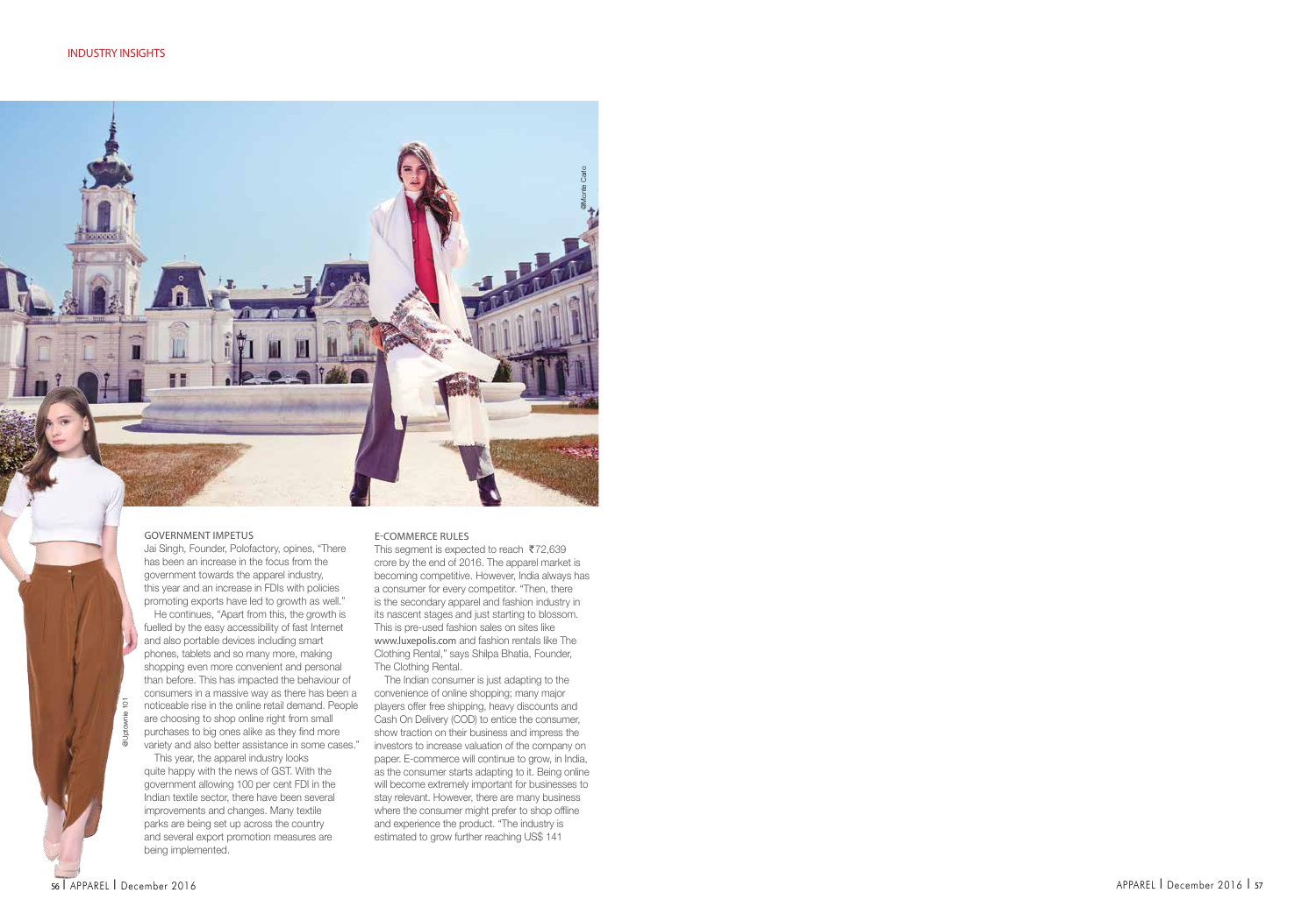## GOVERNMENT IMPETUS

Jai Singh, Founder, Polofactory, opines, "There has been an increase in the focus from the government towards the apparel industry, this year and an increase in FDIs with policies promoting exports have led to growth as well."

He continues, "Apart from this, the growth is fuelled by the easy accessibility of fast Internet and also portable devices including smart phones, tablets and so many more, making shopping even more convenient and personal than before. This has impacted the behaviour of consumers in a massive way as there has been a noticeable rise in the online retail demand. People are choosing to shop online right from small purchases to big ones alike as they find more variety and also better assistance in some cases."

This year, the apparel industry looks quite happy with the news of GST. With the government allowing 100 per cent FDI in the Indian textile sector, there have been several improvements and changes. Many textile parks are being set up across the country and several export promotion measures are being implemented.

## E-COMMERCE RULES

This segment is expected to reach ₹72,639 crore by the end of 2016. The apparel market is becoming competitive. However, India always has a consumer for every competitor. "Then, there is the secondary apparel and fashion industry in its nascent stages and just starting to blossom. This is pre-used fashion sales on sites like www.luxepolis.com and fashion rentals like The Clothing Rental," says Shilpa Bhatia, Founder, The Clothing Rental.

The Indian consumer is just adapting to the convenience of online shopping; many major players offer free shipping, heavy discounts and Cash On Delivery (COD) to entice the consumer, show traction on their business and impress the investors to increase valuation of the company on paper. E-commerce will continue to grow, in India, as the consumer starts adapting to it. Being online will become extremely important for businesses to stay relevant. However, there are many business where the consumer might prefer to shop offline and experience the product. "The industry is estimated to grow further reaching US$ 141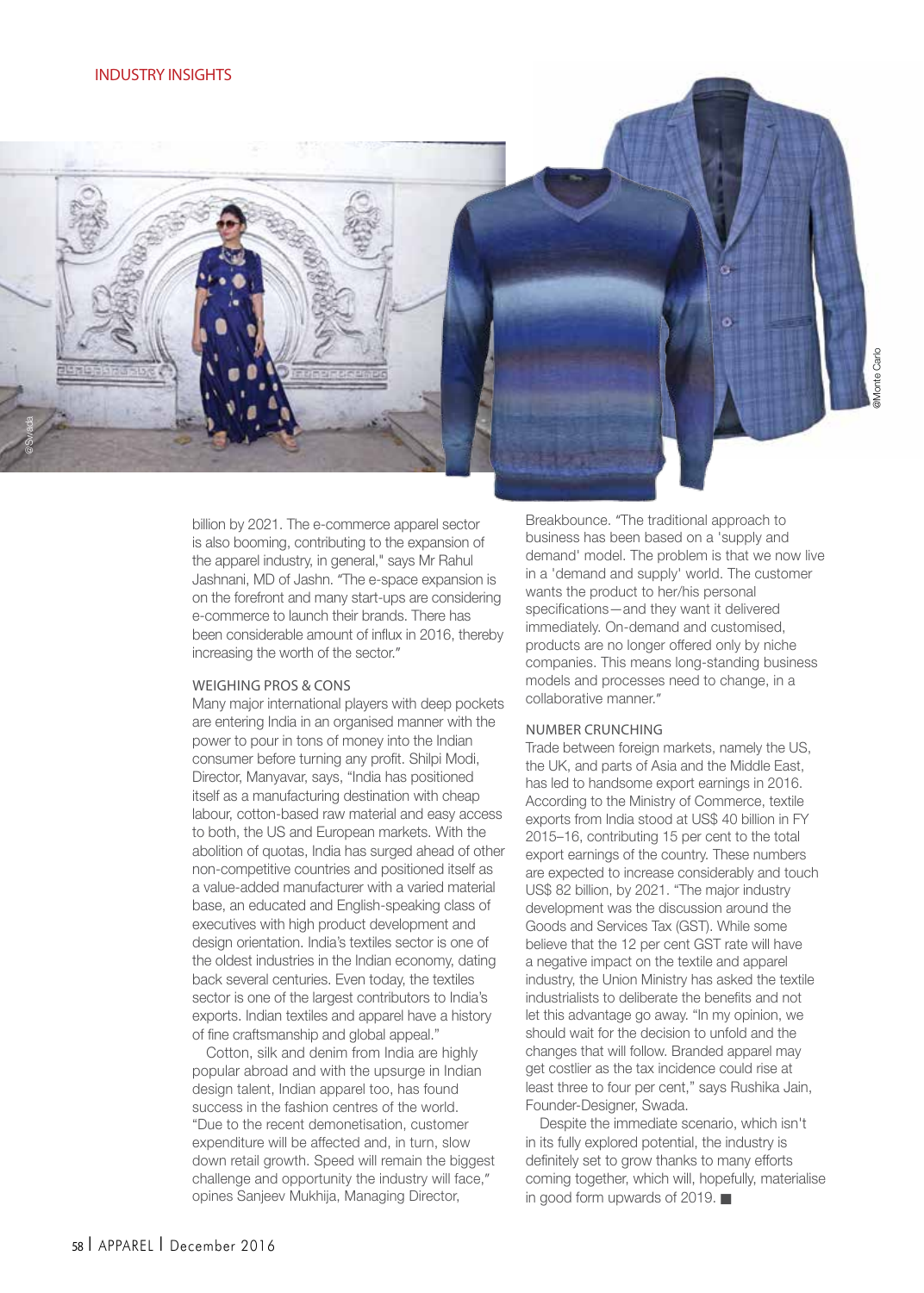billion by 2021. The e-commerce apparel sector is also booming, contributing to the expansion of the apparel industry, in general," says Mr Rahul Jashnani, MD of Jashn. "The e-space expansion is on the forefront and many start-ups are considering e-commerce to launch their brands. There has been considerable amount of influx in 2016, thereby increasing the worth of the sector."

## WEIGHING PROS & CONS

Many major international players with deep pockets are entering India in an organised manner with the power to pour in tons of money into the Indian consumer before turning any profit. Shilpi Modi, Director, Manyavar, says, "India has positioned itself as a manufacturing destination with cheap labour, cotton-based raw material and easy access to both, the US and European markets. With the abolition of quotas, India has surged ahead of other non-competitive countries and positioned itself as a value-added manufacturer with a varied material base, an educated and English-speaking class of executives with high product development and design orientation. India's textiles sector is one of the oldest industries in the Indian economy, dating back several centuries. Even today, the textiles sector is one of the largest contributors to India's exports. Indian textiles and apparel have a history of fine craftsmanship and global appeal."

Cotton, silk and denim from India are highly popular abroad and with the upsurge in Indian design talent, Indian apparel too, has found success in the fashion centres of the world. "Due to the recent demonetisation, customer expenditure will be affected and, in turn, slow down retail growth. Speed will remain the biggest challenge and opportunity the industry will face," opines Sanjeev Mukhija, Managing Director, Breakbounce. "The traditional approach to business has been based on a 'supply and demand' model. The problem is that we now live in a 'demand and supply' world. The customer wants the product to her/his personal specifications—and they want it delivered immediately. On-demand and customised, products are no longer offered only by niche companies. This means long-standing business models and processes need to change, in a collaborative manner."

## NUMBER CRUNCHING

Trade between foreign markets, namely the US, the UK, and parts of Asia and the Middle East, has led to handsome export earnings in 2016. According to the Ministry of Commerce, textile exports from India stood at US$ 40 billion in FY 2015–16, contributing 15 per cent to the total export earnings of the country. These numbers are expected to increase considerably and touch US$ 82 billion, by 2021. "The major industry development was the discussion around the Goods and Services Tax (GST). While some believe that the 12 per cent GST rate will have a negative impact on the textile and apparel industry, the Union Ministry has asked the textile industrialists to deliberate the benefits and not let this advantage go away. "In my opinion, we should wait for the decision to unfold and the changes that will follow. Branded apparel may get costlier as the tax incidence could rise at least three to four per cent," says Rushika Jain, Founder-Designer, Swada.

Despite the immediate scenario, which isn't in its fully explored potential, the industry is definitely set to grow thanks to many efforts coming together, which will, hopefully, materialise in good form upwards of 2019. ■